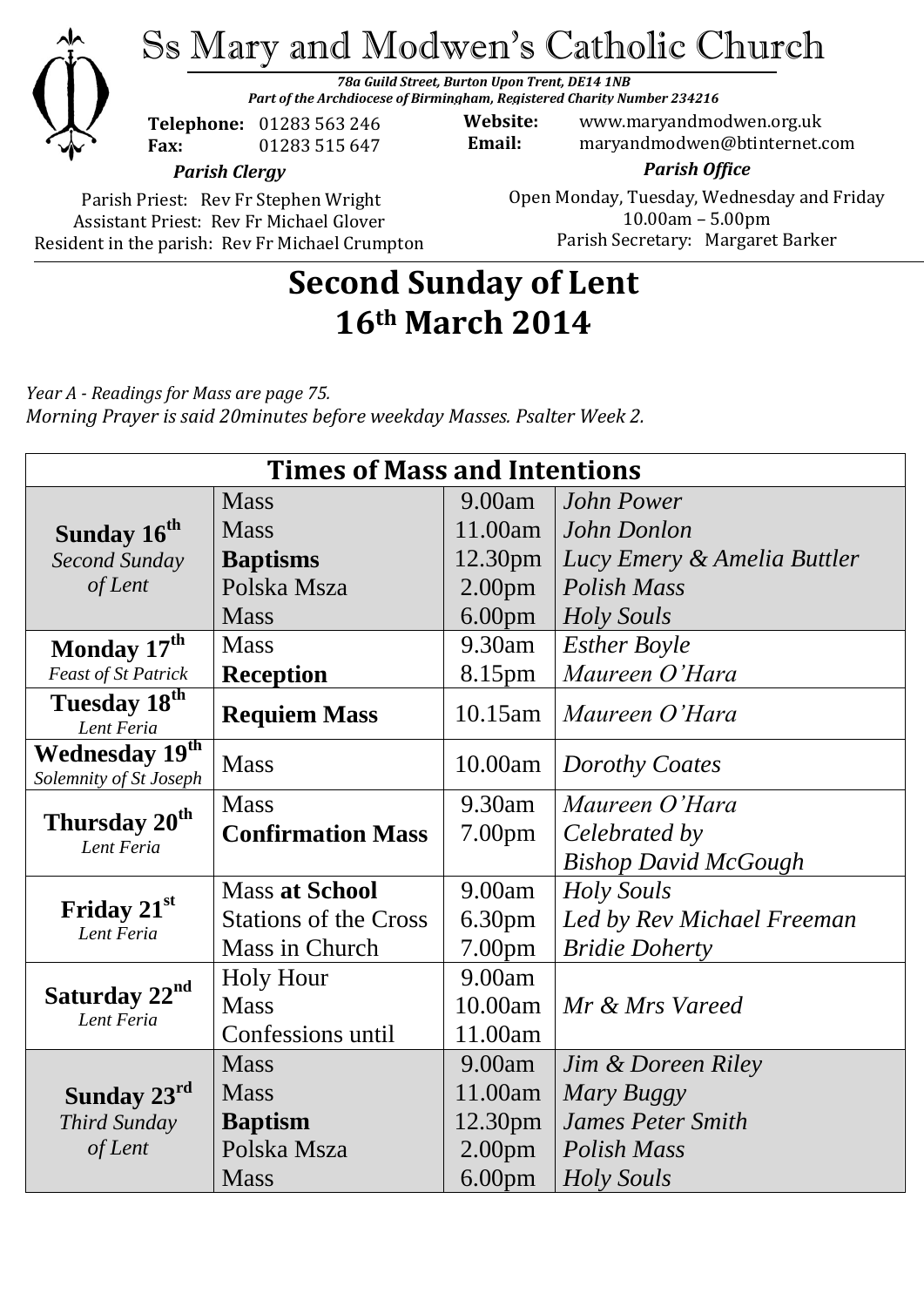# Ss Mary and Modwen's Catholic Church

***78a Guild Street, Burton Upon Trent, DE14 1NB***
***Part of the Archdiocese of Birmingham, Registered Charity Number 234216***

**Telephone:** 01283 563 246
**Fax:** 01283 515 647

**Website:** www.maryandmodwen.org.uk
**Email:** maryandmodwen@btinternet.com

***Parish Clergy***

Parish Priest: Rev Fr Stephen Wright
Assistant Priest: Rev Fr Michael Glover
Resident in the parish: Rev Fr Michael Crumpton

***Parish Office***

Open Monday, Tuesday, Wednesday and Friday
10.00am – 5.00pm
Parish Secretary: Margaret Barker

## Second Sunday of Lent
## 16th March 2014

*Year A - Readings for Mass are page 75.*
*Morning Prayer is said 20minutes before weekday Masses. Psalter Week 2.*

| Times of Mass and Intentions | | | |
|---|---|---|---|
| **Sunday 16th** *Second Sunday of Lent* | Mass | 9.00am | *John Power* |
| | Mass | 11.00am | *John Donlon* |
| | **Baptisms** | 12.30pm | *Lucy Emery & Amelia Buttler* |
| | Polska Msza | 2.00pm | *Polish Mass* |
| | Mass | 6.00pm | *Holy Souls* |
| **Monday 17th** *Feast of St Patrick* | Mass | 9.30am | *Esther Boyle* |
| | **Reception** | 8.15pm | *Maureen O'Hara* |
| **Tuesday 18th** *Lent Feria* | **Requiem Mass** | 10.15am | *Maureen O'Hara* |
| **Wednesday 19th** *Solemnity of St Joseph* | Mass | 10.00am | *Dorothy Coates* |
| **Thursday 20th** *Lent Feria* | Mass | 9.30am | *Maureen O'Hara* |
| | **Confirmation Mass** | 7.00pm | *Celebrated by Bishop David McGough* |
| **Friday 21st** *Lent Feria* | Mass **at School** | 9.00am | *Holy Souls* |
| | Stations of the Cross | 6.30pm | *Led by Rev Michael Freeman* |
| | Mass in Church | 7.00pm | *Bridie Doherty* |
| **Saturday 22nd** *Lent Feria* | Holy Hour | 9.00am | |
| | Mass | 10.00am | *Mr & Mrs Vareed* |
| | Confessions until | 11.00am | |
| **Sunday 23rd** *Third Sunday of Lent* | Mass | 9.00am | *Jim & Doreen Riley* |
| | Mass | 11.00am | *Mary Buggy* |
| | **Baptism** | 12.30pm | *James Peter Smith* |
| | Polska Msza | 2.00pm | *Polish Mass* |
| | Mass | 6.00pm | *Holy Souls* |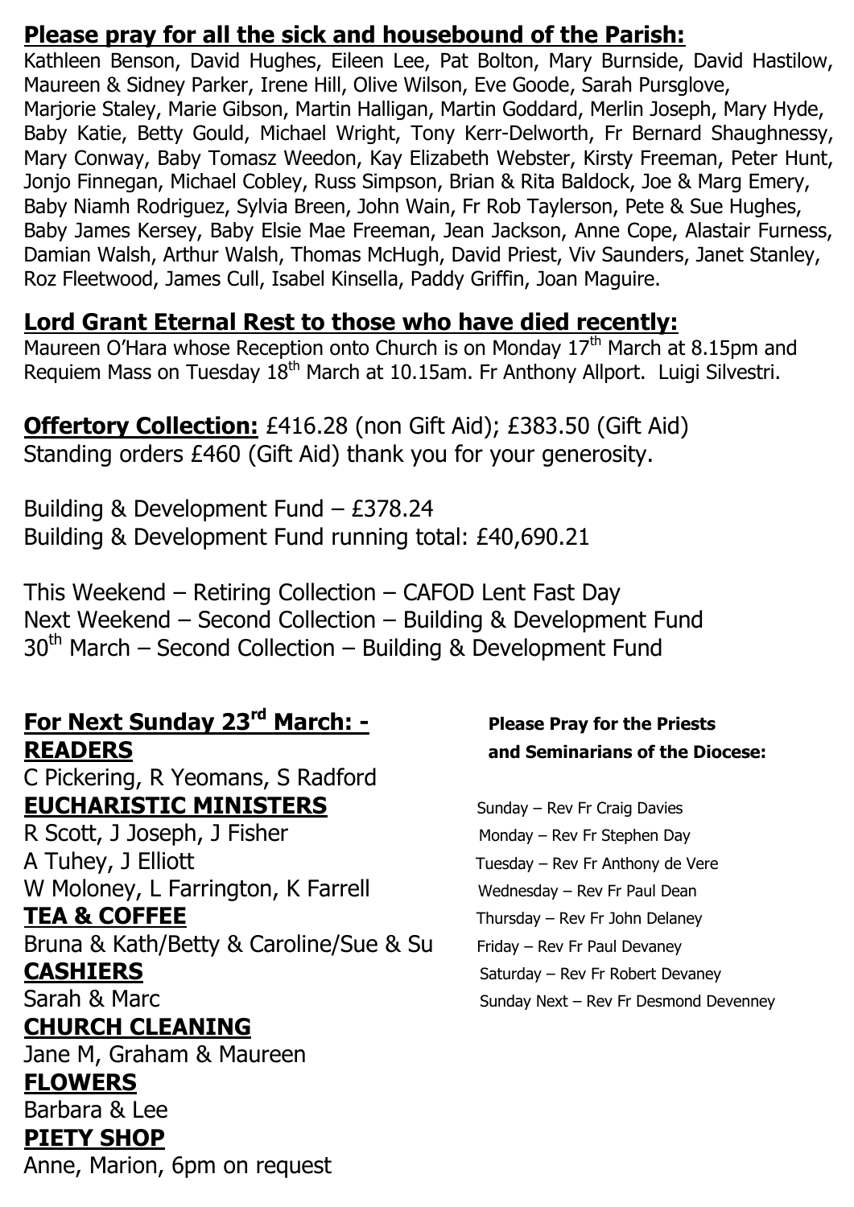## Please pray for all the sick and housebound of the Parish:

Kathleen Benson, David Hughes, Eileen Lee, Pat Bolton, Mary Burnside, David Hastilow, Maureen & Sidney Parker, Irene Hill, Olive Wilson, Eve Goode, Sarah Pursglove, Marjorie Staley, Marie Gibson, Martin Halligan, Martin Goddard, Merlin Joseph, Mary Hyde, Baby Katie, Betty Gould, Michael Wright, Tony Kerr-Delworth, Fr Bernard Shaughnessy, Mary Conway, Baby Tomasz Weedon, Kay Elizabeth Webster, Kirsty Freeman, Peter Hunt, Jonjo Finnegan, Michael Cobley, Russ Simpson, Brian & Rita Baldock, Joe & Marg Emery, Baby Niamh Rodriguez, Sylvia Breen, John Wain, Fr Rob Taylerson, Pete & Sue Hughes, Baby James Kersey, Baby Elsie Mae Freeman, Jean Jackson, Anne Cope, Alastair Furness, Damian Walsh, Arthur Walsh, Thomas McHugh, David Priest, Viv Saunders, Janet Stanley, Roz Fleetwood, James Cull, Isabel Kinsella, Paddy Griffin, Joan Maguire.

## Lord Grant Eternal Rest to those who have died recently:

Maureen O'Hara whose Reception onto Church is on Monday 17th March at 8.15pm and Requiem Mass on Tuesday 18th March at 10.15am. Fr Anthony Allport. Luigi Silvestri.

**Offertory Collection:** £416.28 (non Gift Aid); £383.50 (Gift Aid)
Standing orders £460 (Gift Aid) thank you for your generosity.

Building & Development Fund – £378.24
Building & Development Fund running total: £40,690.21

This Weekend – Retiring Collection – CAFOD Lent Fast Day
Next Weekend – Second Collection – Building & Development Fund
30th March – Second Collection – Building & Development Fund

## For Next Sunday 23rd March: -

**READERS**
C Pickering, R Yeomans, S Radford

**EUCHARISTIC MINISTERS**
R Scott, J Joseph, J Fisher
A Tuhey, J Elliott
W Moloney, L Farrington, K Farrell

**TEA & COFFEE**
Bruna & Kath/Betty & Caroline/Sue & Su

**CASHIERS**
Sarah & Marc

**CHURCH CLEANING**
Jane M, Graham & Maureen

**FLOWERS**
Barbara & Lee

**PIETY SHOP**
Anne, Marion, 6pm on request

**Please Pray for the Priests and Seminarians of the Diocese:**

Sunday – Rev Fr Craig Davies
Monday – Rev Fr Stephen Day
Tuesday – Rev Fr Anthony de Vere
Wednesday – Rev Fr Paul Dean
Thursday – Rev Fr John Delaney
Friday – Rev Fr Paul Devaney
Saturday – Rev Fr Robert Devaney
Sunday Next – Rev Fr Desmond Devenney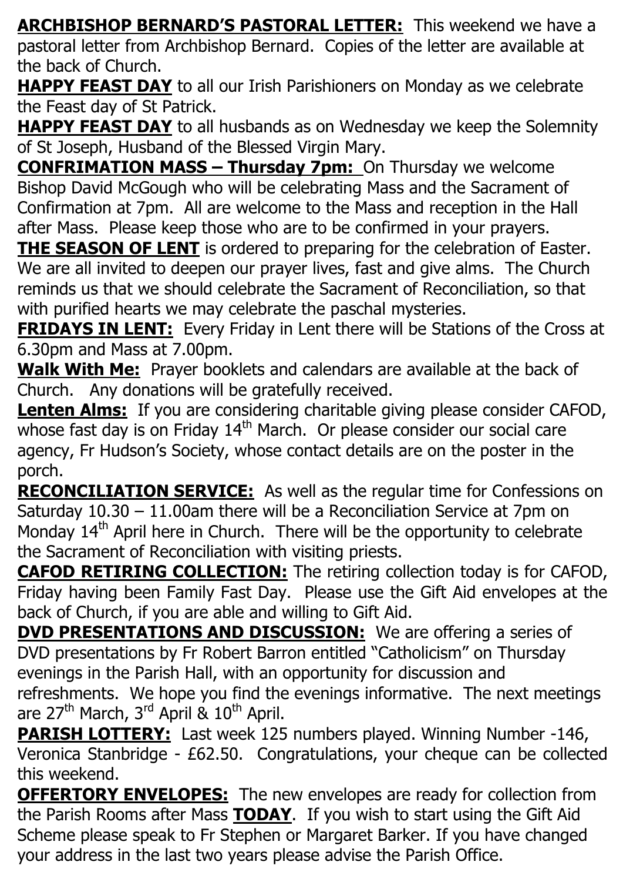**ARCHBISHOP BERNARD'S PASTORAL LETTER:** This weekend we have a pastoral letter from Archbishop Bernard. Copies of the letter are available at the back of Church.

**HAPPY FEAST DAY** to all our Irish Parishioners on Monday as we celebrate the Feast day of St Patrick.

**HAPPY FEAST DAY** to all husbands as on Wednesday we keep the Solemnity of St Joseph, Husband of the Blessed Virgin Mary.

**CONFRIMATION MASS – Thursday 7pm:** On Thursday we welcome Bishop David McGough who will be celebrating Mass and the Sacrament of Confirmation at 7pm. All are welcome to the Mass and reception in the Hall after Mass. Please keep those who are to be confirmed in your prayers.

**THE SEASON OF LENT** is ordered to preparing for the celebration of Easter. We are all invited to deepen our prayer lives, fast and give alms. The Church reminds us that we should celebrate the Sacrament of Reconciliation, so that with purified hearts we may celebrate the paschal mysteries.

**FRIDAYS IN LENT:** Every Friday in Lent there will be Stations of the Cross at 6.30pm and Mass at 7.00pm.

**Walk With Me:** Prayer booklets and calendars are available at the back of Church. Any donations will be gratefully received.

**Lenten Alms:** If you are considering charitable giving please consider CAFOD, whose fast day is on Friday 14th March. Or please consider our social care agency, Fr Hudson's Society, whose contact details are on the poster in the porch.

**RECONCILIATION SERVICE:** As well as the regular time for Confessions on Saturday 10.30 – 11.00am there will be a Reconciliation Service at 7pm on Monday 14th April here in Church. There will be the opportunity to celebrate the Sacrament of Reconciliation with visiting priests.

**CAFOD RETIRING COLLECTION:** The retiring collection today is for CAFOD, Friday having been Family Fast Day. Please use the Gift Aid envelopes at the back of Church, if you are able and willing to Gift Aid.

**DVD PRESENTATIONS AND DISCUSSION:** We are offering a series of DVD presentations by Fr Robert Barron entitled "Catholicism" on Thursday evenings in the Parish Hall, with an opportunity for discussion and refreshments. We hope you find the evenings informative. The next meetings are 27th March, 3rd April & 10th April.

**PARISH LOTTERY:** Last week 125 numbers played. Winning Number -146, Veronica Stanbridge - £62.50. Congratulations, your cheque can be collected this weekend.

**OFFERTORY ENVELOPES:** The new envelopes are ready for collection from the Parish Rooms after Mass **TODAY**. If you wish to start using the Gift Aid Scheme please speak to Fr Stephen or Margaret Barker. If you have changed your address in the last two years please advise the Parish Office.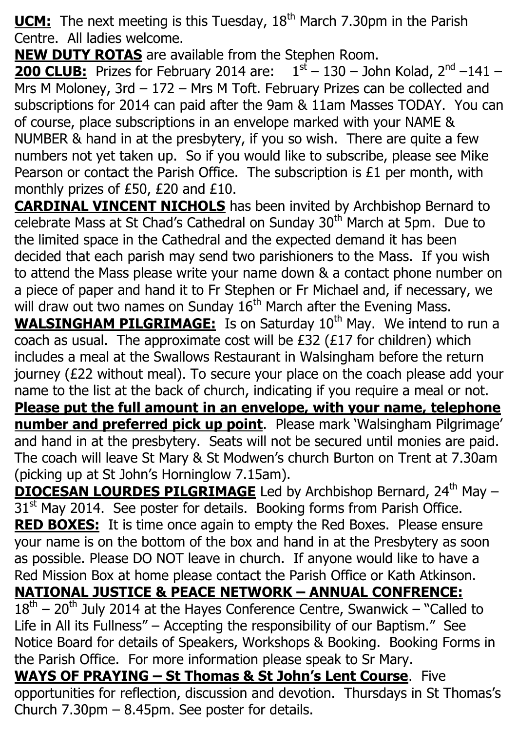**UCM:** The next meeting is this Tuesday, 18th March 7.30pm in the Parish Centre. All ladies welcome.

**NEW DUTY ROTAS** are available from the Stephen Room.

**200 CLUB:** Prizes for February 2014 are: 1st – 130 – John Kolad, 2nd –141 – Mrs M Moloney, 3rd – 172 – Mrs M Toft. February Prizes can be collected and subscriptions for 2014 can paid after the 9am & 11am Masses TODAY. You can of course, place subscriptions in an envelope marked with your NAME & NUMBER & hand in at the presbytery, if you so wish. There are quite a few numbers not yet taken up. So if you would like to subscribe, please see Mike Pearson or contact the Parish Office. The subscription is £1 per month, with monthly prizes of £50, £20 and £10.

**CARDINAL VINCENT NICHOLS** has been invited by Archbishop Bernard to celebrate Mass at St Chad's Cathedral on Sunday 30th March at 5pm. Due to the limited space in the Cathedral and the expected demand it has been decided that each parish may send two parishioners to the Mass. If you wish to attend the Mass please write your name down & a contact phone number on a piece of paper and hand it to Fr Stephen or Fr Michael and, if necessary, we will draw out two names on Sunday 16th March after the Evening Mass.

**WALSINGHAM PILGRIMAGE:** Is on Saturday 10th May. We intend to run a coach as usual. The approximate cost will be £32 (£17 for children) which includes a meal at the Swallows Restaurant in Walsingham before the return journey (£22 without meal). To secure your place on the coach please add your name to the list at the back of church, indicating if you require a meal or not. **Please put the full amount in an envelope, with your name, telephone number and preferred pick up point**. Please mark 'Walsingham Pilgrimage' and hand in at the presbytery. Seats will not be secured until monies are paid. The coach will leave St Mary & St Modwen's church Burton on Trent at 7.30am (picking up at St John's Horninglow 7.15am).

**DIOCESAN LOURDES PILGRIMAGE** Led by Archbishop Bernard, 24th May – 31st May 2014. See poster for details. Booking forms from Parish Office.

**RED BOXES:** It is time once again to empty the Red Boxes. Please ensure your name is on the bottom of the box and hand in at the Presbytery as soon as possible. Please DO NOT leave in church. If anyone would like to have a Red Mission Box at home please contact the Parish Office or Kath Atkinson.

**NATIONAL JUSTICE & PEACE NETWORK – ANNUAL CONFRENCE:** 18th – 20th July 2014 at the Hayes Conference Centre, Swanwick – "Called to Life in All its Fullness" – Accepting the responsibility of our Baptism." See Notice Board for details of Speakers, Workshops & Booking. Booking Forms in the Parish Office. For more information please speak to Sr Mary.

**WAYS OF PRAYING – St Thomas & St John's Lent Course**. Five opportunities for reflection, discussion and devotion. Thursdays in St Thomas's Church 7.30pm – 8.45pm. See poster for details.